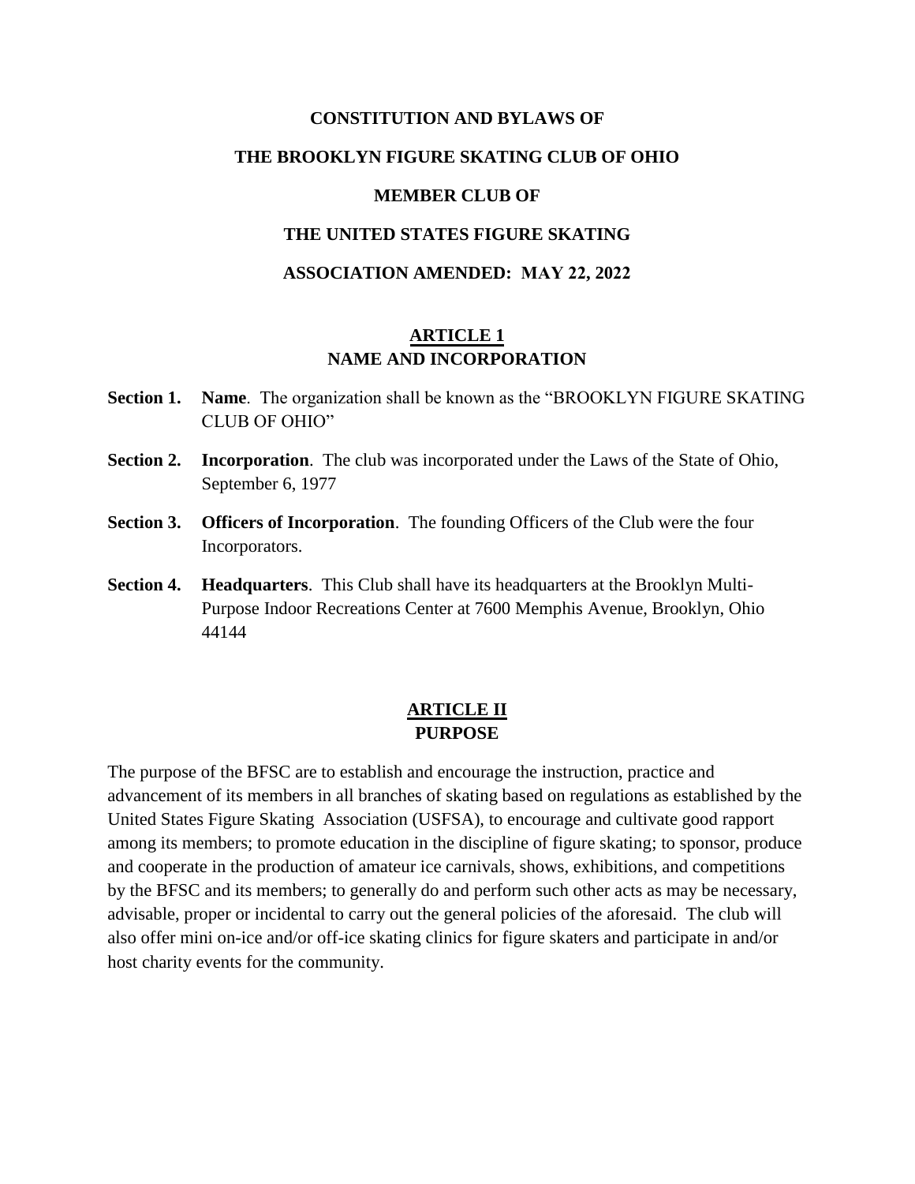# CONSTITUTION AND BYLAWS OF

# THE BROOKLYN FIGURE SKATING CLUB OF OHIO

# MEMBER CLUB OF

# THE UNITED STATES FIGURE SKATING

# ASSOCIATION AMENDED: MAY 22, 2022

## ARTICLE 1
## NAME AND INCORPORATION

**Section 1.** **Name**. The organization shall be known as the "BROOKLYN FIGURE SKATING CLUB OF OHIO"

**Section 2.** **Incorporation**. The club was incorporated under the Laws of the State of Ohio, September 6, 1977

**Section 3.** **Officers of Incorporation**. The founding Officers of the Club were the four Incorporators.

**Section 4.** **Headquarters**. This Club shall have its headquarters at the Brooklyn Multi-Purpose Indoor Recreations Center at 7600 Memphis Avenue, Brooklyn, Ohio 44144

## ARTICLE II
## PURPOSE

The purpose of the BFSC are to establish and encourage the instruction, practice and advancement of its members in all branches of skating based on regulations as established by the United States Figure Skating Association (USFSA), to encourage and cultivate good rapport among its members; to promote education in the discipline of figure skating; to sponsor, produce and cooperate in the production of amateur ice carnivals, shows, exhibitions, and competitions by the BFSC and its members; to generally do and perform such other acts as may be necessary, advisable, proper or incidental to carry out the general policies of the aforesaid. The club will also offer mini on-ice and/or off-ice skating clinics for figure skaters and participate in and/or host charity events for the community.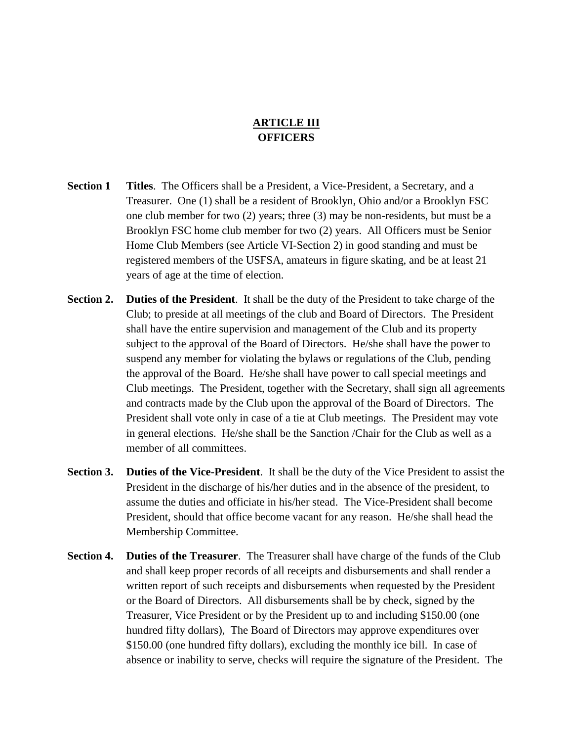## ARTICLE III
## OFFICERS

**Section 1** **Titles**. The Officers shall be a President, a Vice-President, a Secretary, and a Treasurer. One (1) shall be a resident of Brooklyn, Ohio and/or a Brooklyn FSC one club member for two (2) years; three (3) may be non-residents, but must be a Brooklyn FSC home club member for two (2) years. All Officers must be Senior Home Club Members (see Article VI-Section 2) in good standing and must be registered members of the USFSA, amateurs in figure skating, and be at least 21 years of age at the time of election.

**Section 2.** **Duties of the President**. It shall be the duty of the President to take charge of the Club; to preside at all meetings of the club and Board of Directors. The President shall have the entire supervision and management of the Club and its property subject to the approval of the Board of Directors. He/she shall have the power to suspend any member for violating the bylaws or regulations of the Club, pending the approval of the Board. He/she shall have power to call special meetings and Club meetings. The President, together with the Secretary, shall sign all agreements and contracts made by the Club upon the approval of the Board of Directors. The President shall vote only in case of a tie at Club meetings. The President may vote in general elections. He/she shall be the Sanction /Chair for the Club as well as a member of all committees.

**Section 3.** **Duties of the Vice-President**. It shall be the duty of the Vice President to assist the President in the discharge of his/her duties and in the absence of the president, to assume the duties and officiate in his/her stead. The Vice-President shall become President, should that office become vacant for any reason. He/she shall head the Membership Committee.

**Section 4.** **Duties of the Treasurer**. The Treasurer shall have charge of the funds of the Club and shall keep proper records of all receipts and disbursements and shall render a written report of such receipts and disbursements when requested by the President or the Board of Directors. All disbursements shall be by check, signed by the Treasurer, Vice President or by the President up to and including $150.00 (one hundred fifty dollars), The Board of Directors may approve expenditures over $150.00 (one hundred fifty dollars), excluding the monthly ice bill. In case of absence or inability to serve, checks will require the signature of the President. The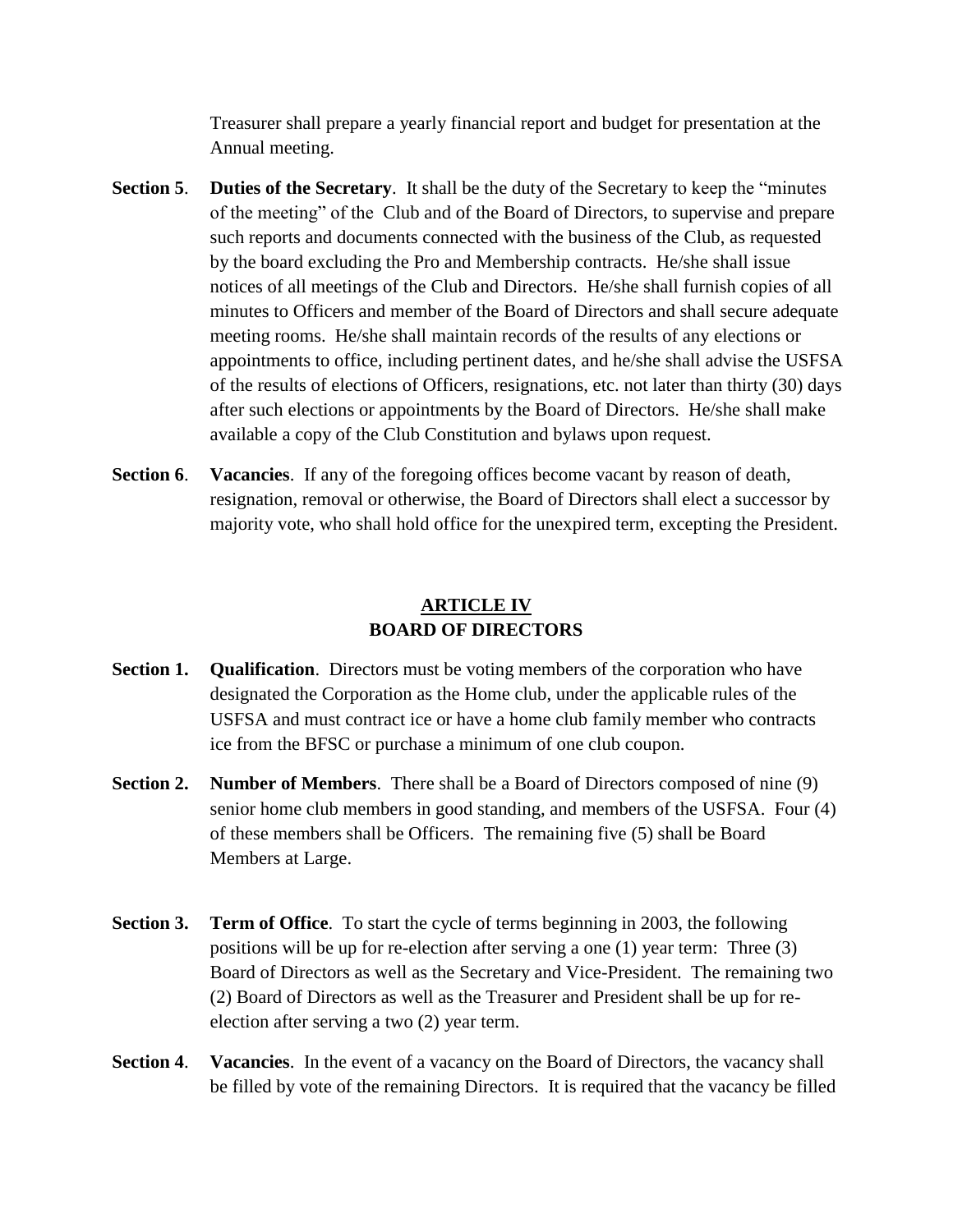Treasurer shall prepare a yearly financial report and budget for presentation at the Annual meeting.

**Section 5**. **Duties of the Secretary**. It shall be the duty of the Secretary to keep the "minutes of the meeting" of the Club and of the Board of Directors, to supervise and prepare such reports and documents connected with the business of the Club, as requested by the board excluding the Pro and Membership contracts. He/she shall issue notices of all meetings of the Club and Directors. He/she shall furnish copies of all minutes to Officers and member of the Board of Directors and shall secure adequate meeting rooms. He/she shall maintain records of the results of any elections or appointments to office, including pertinent dates, and he/she shall advise the USFSA of the results of elections of Officers, resignations, etc. not later than thirty (30) days after such elections or appointments by the Board of Directors. He/she shall make available a copy of the Club Constitution and bylaws upon request.

**Section 6**. **Vacancies**. If any of the foregoing offices become vacant by reason of death, resignation, removal or otherwise, the Board of Directors shall elect a successor by majority vote, who shall hold office for the unexpired term, excepting the President.

## ARTICLE IV
## BOARD OF DIRECTORS

**Section 1.** **Qualification**. Directors must be voting members of the corporation who have designated the Corporation as the Home club, under the applicable rules of the USFSA and must contract ice or have a home club family member who contracts ice from the BFSC or purchase a minimum of one club coupon.

**Section 2.** **Number of Members**. There shall be a Board of Directors composed of nine (9) senior home club members in good standing, and members of the USFSA. Four (4) of these members shall be Officers. The remaining five (5) shall be Board Members at Large.

**Section 3.** **Term of Office**. To start the cycle of terms beginning in 2003, the following positions will be up for re-election after serving a one (1) year term: Three (3) Board of Directors as well as the Secretary and Vice-President. The remaining two (2) Board of Directors as well as the Treasurer and President shall be up for re-election after serving a two (2) year term.

**Section 4**. **Vacancies**. In the event of a vacancy on the Board of Directors, the vacancy shall be filled by vote of the remaining Directors. It is required that the vacancy be filled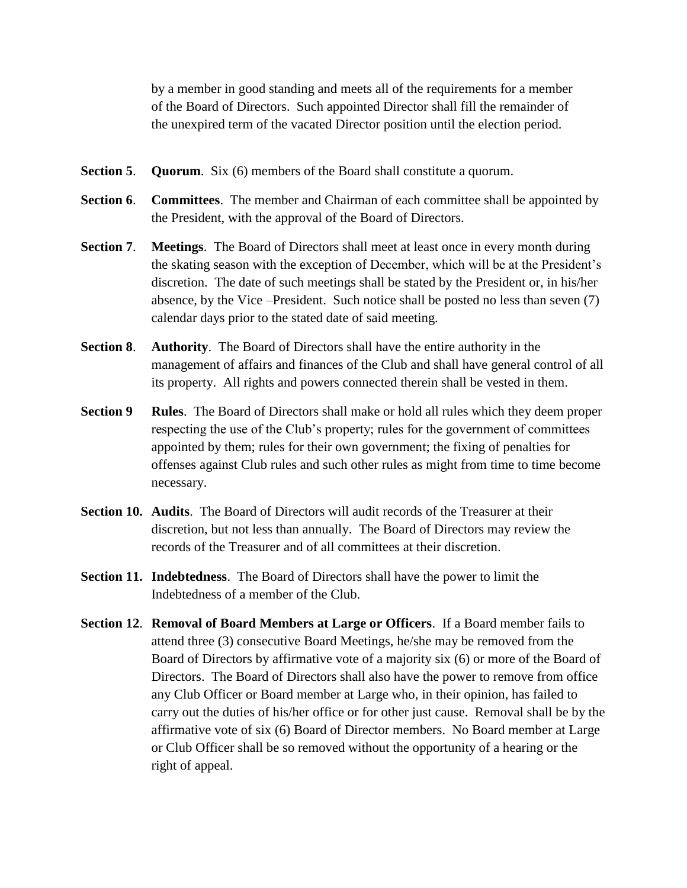by a member in good standing and meets all of the requirements for a member of the Board of Directors. Such appointed Director shall fill the remainder of the unexpired term of the vacated Director position until the election period.

**Section 5**. **Quorum**. Six (6) members of the Board shall constitute a quorum.

**Section 6**. **Committees**. The member and Chairman of each committee shall be appointed by the President, with the approval of the Board of Directors.

**Section 7**. **Meetings**. The Board of Directors shall meet at least once in every month during the skating season with the exception of December, which will be at the President's discretion. The date of such meetings shall be stated by the President or, in his/her absence, by the Vice –President. Such notice shall be posted no less than seven (7) calendar days prior to the stated date of said meeting.

**Section 8**. **Authority**. The Board of Directors shall have the entire authority in the management of affairs and finances of the Club and shall have general control of all its property. All rights and powers connected therein shall be vested in them.

**Section 9** **Rules**. The Board of Directors shall make or hold all rules which they deem proper respecting the use of the Club's property; rules for the government of committees appointed by them; rules for their own government; the fixing of penalties for offenses against Club rules and such other rules as might from time to time become necessary.

**Section 10.** **Audits**. The Board of Directors will audit records of the Treasurer at their discretion, but not less than annually. The Board of Directors may review the records of the Treasurer and of all committees at their discretion.

**Section 11.** **Indebtedness**. The Board of Directors shall have the power to limit the Indebtedness of a member of the Club.

**Section 12**. **Removal of Board Members at Large or Officers**. If a Board member fails to attend three (3) consecutive Board Meetings, he/she may be removed from the Board of Directors by affirmative vote of a majority six (6) or more of the Board of Directors. The Board of Directors shall also have the power to remove from office any Club Officer or Board member at Large who, in their opinion, has failed to carry out the duties of his/her office or for other just cause. Removal shall be by the affirmative vote of six (6) Board of Director members. No Board member at Large or Club Officer shall be so removed without the opportunity of a hearing or the right of appeal.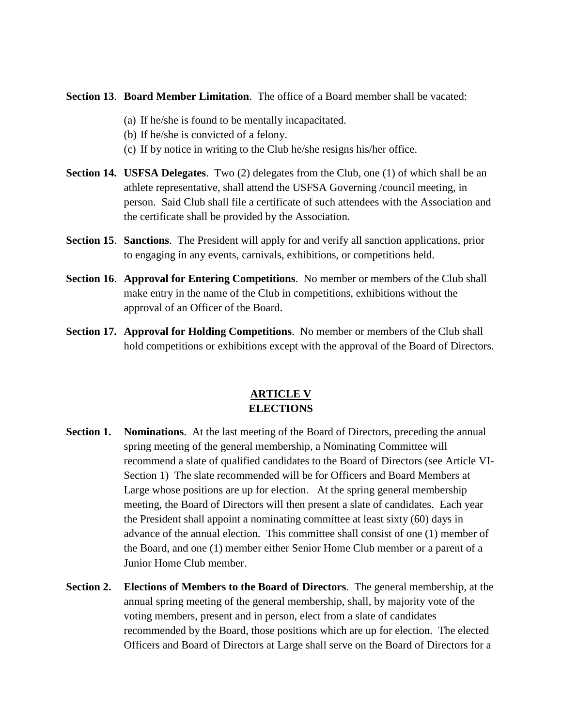**Section 13**. **Board Member Limitation**. The office of a Board member shall be vacated:

(a) If he/she is found to be mentally incapacitated.
(b) If he/she is convicted of a felony.
(c) If by notice in writing to the Club he/she resigns his/her office.

**Section 14. USFSA Delegates**. Two (2) delegates from the Club, one (1) of which shall be an athlete representative, shall attend the USFSA Governing /council meeting, in person. Said Club shall file a certificate of such attendees with the Association and the certificate shall be provided by the Association.

**Section 15**. **Sanctions**. The President will apply for and verify all sanction applications, prior to engaging in any events, carnivals, exhibitions, or competitions held.

**Section 16**. **Approval for Entering Competitions**. No member or members of the Club shall make entry in the name of the Club in competitions, exhibitions without the approval of an Officer of the Board.

**Section 17. Approval for Holding Competitions**. No member or members of the Club shall hold competitions or exhibitions except with the approval of the Board of Directors.

## ARTICLE V
## ELECTIONS

**Section 1. Nominations**. At the last meeting of the Board of Directors, preceding the annual spring meeting of the general membership, a Nominating Committee will recommend a slate of qualified candidates to the Board of Directors (see Article VI-Section 1) The slate recommended will be for Officers and Board Members at Large whose positions are up for election. At the spring general membership meeting, the Board of Directors will then present a slate of candidates. Each year the President shall appoint a nominating committee at least sixty (60) days in advance of the annual election. This committee shall consist of one (1) member of the Board, and one (1) member either Senior Home Club member or a parent of a Junior Home Club member.

**Section 2. Elections of Members to the Board of Directors**. The general membership, at the annual spring meeting of the general membership, shall, by majority vote of the voting members, present and in person, elect from a slate of candidates recommended by the Board, those positions which are up for election. The elected Officers and Board of Directors at Large shall serve on the Board of Directors for a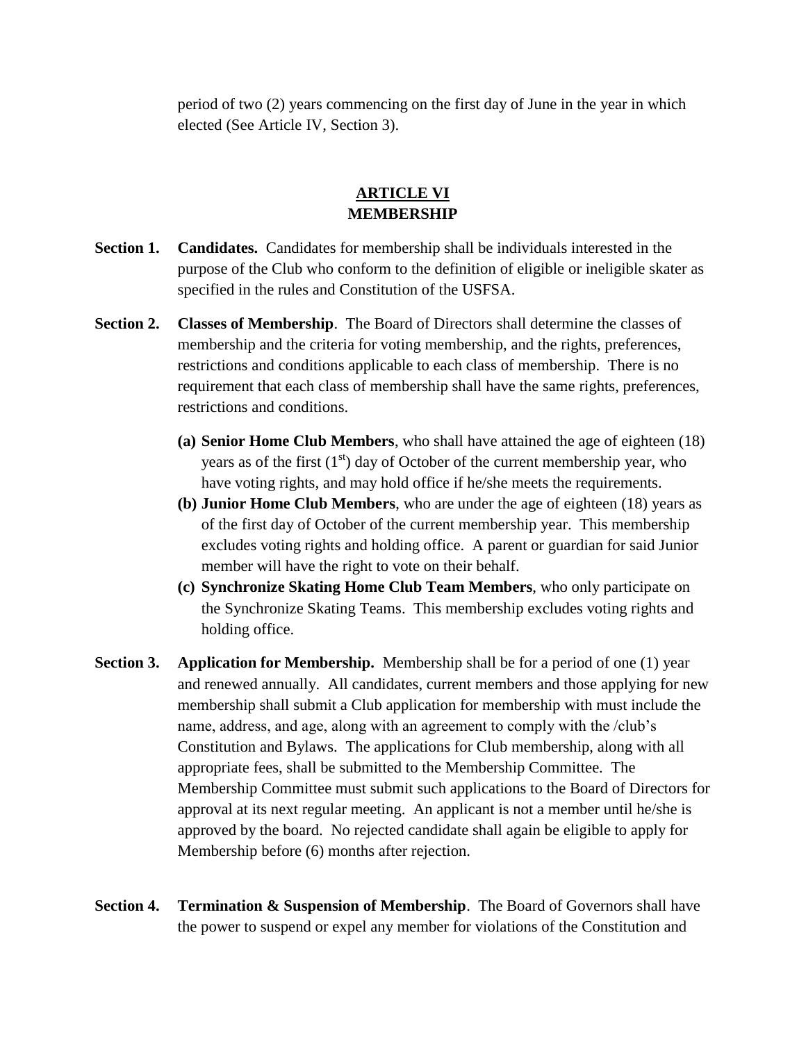period of two (2) years commencing on the first day of June in the year in which elected (See Article IV, Section 3).

## ARTICLE VI
## MEMBERSHIP

**Section 1. Candidates.** Candidates for membership shall be individuals interested in the purpose of the Club who conform to the definition of eligible or ineligible skater as specified in the rules and Constitution of the USFSA.

**Section 2. Classes of Membership**. The Board of Directors shall determine the classes of membership and the criteria for voting membership, and the rights, preferences, restrictions and conditions applicable to each class of membership. There is no requirement that each class of membership shall have the same rights, preferences, restrictions and conditions.

- **(a) Senior Home Club Members**, who shall have attained the age of eighteen (18) years as of the first (1st) day of October of the current membership year, who have voting rights, and may hold office if he/she meets the requirements.
- **(b) Junior Home Club Members**, who are under the age of eighteen (18) years as of the first day of October of the current membership year. This membership excludes voting rights and holding office. A parent or guardian for said Junior member will have the right to vote on their behalf.
- **(c) Synchronize Skating Home Club Team Members**, who only participate on the Synchronize Skating Teams. This membership excludes voting rights and holding office.

**Section 3. Application for Membership.** Membership shall be for a period of one (1) year and renewed annually. All candidates, current members and those applying for new membership shall submit a Club application for membership with must include the name, address, and age, along with an agreement to comply with the /club's Constitution and Bylaws. The applications for Club membership, along with all appropriate fees, shall be submitted to the Membership Committee. The Membership Committee must submit such applications to the Board of Directors for approval at its next regular meeting. An applicant is not a member until he/she is approved by the board. No rejected candidate shall again be eligible to apply for Membership before (6) months after rejection.

**Section 4. Termination & Suspension of Membership**. The Board of Governors shall have the power to suspend or expel any member for violations of the Constitution and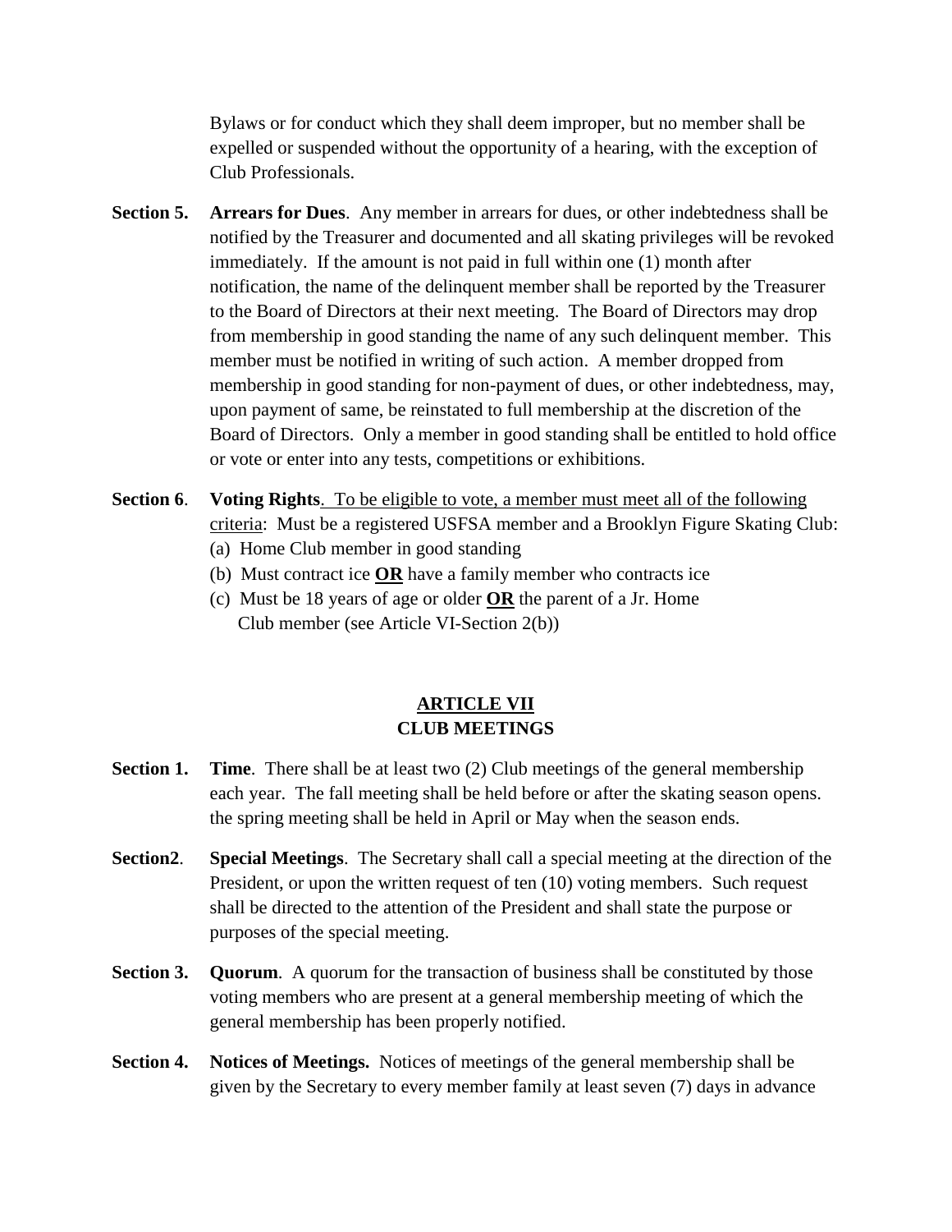Bylaws or for conduct which they shall deem improper, but no member shall be expelled or suspended without the opportunity of a hearing, with the exception of Club Professionals.

**Section 5.** **Arrears for Dues**. Any member in arrears for dues, or other indebtedness shall be notified by the Treasurer and documented and all skating privileges will be revoked immediately. If the amount is not paid in full within one (1) month after notification, the name of the delinquent member shall be reported by the Treasurer to the Board of Directors at their next meeting. The Board of Directors may drop from membership in good standing the name of any such delinquent member. This member must be notified in writing of such action. A member dropped from membership in good standing for non-payment of dues, or other indebtedness, may, upon payment of same, be reinstated to full membership at the discretion of the Board of Directors. Only a member in good standing shall be entitled to hold office or vote or enter into any tests, competitions or exhibitions.

**Section 6**. **Voting Rights**. <u>To be eligible to vote, a member must meet all of the following criteria</u>: Must be a registered USFSA member and a Brooklyn Figure Skating Club:

(a) Home Club member in good standing

(b) Must contract ice **<u>OR</u>** have a family member who contracts ice

(c) Must be 18 years of age or older **<u>OR</u>** the parent of a Jr. Home Club member (see Article VI-Section 2(b))

## ARTICLE VII
## CLUB MEETINGS

**Section 1.** **Time**. There shall be at least two (2) Club meetings of the general membership each year. The fall meeting shall be held before or after the skating season opens. the spring meeting shall be held in April or May when the season ends.

**Section2**. **Special Meetings**. The Secretary shall call a special meeting at the direction of the President, or upon the written request of ten (10) voting members. Such request shall be directed to the attention of the President and shall state the purpose or purposes of the special meeting.

**Section 3.** **Quorum**. A quorum for the transaction of business shall be constituted by those voting members who are present at a general membership meeting of which the general membership has been properly notified.

**Section 4.** **Notices of Meetings.** Notices of meetings of the general membership shall be given by the Secretary to every member family at least seven (7) days in advance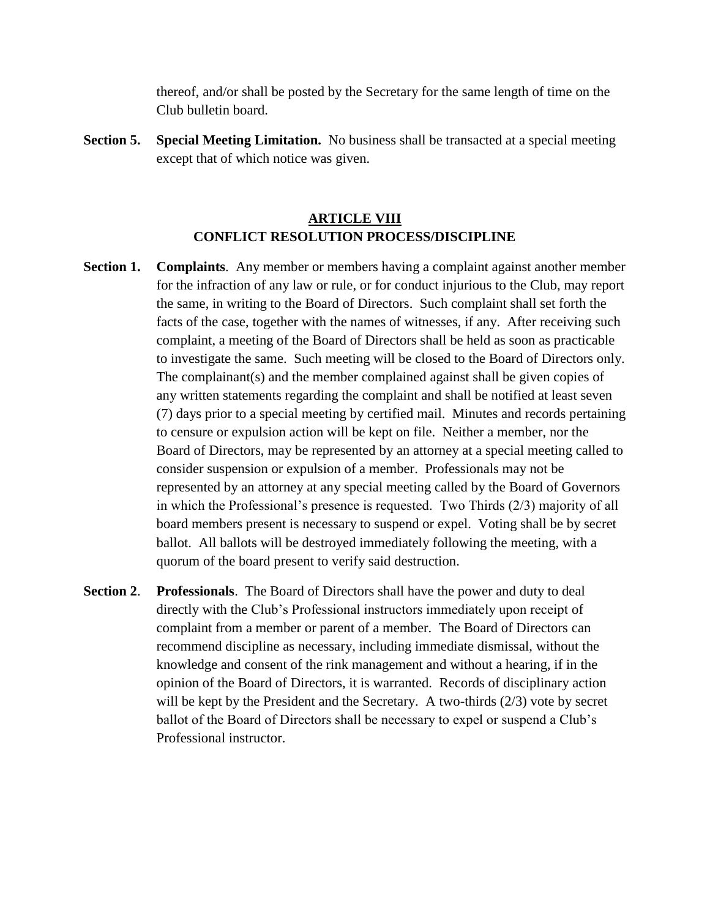thereof, and/or shall be posted by the Secretary for the same length of time on the Club bulletin board.

**Section 5.** **Special Meeting Limitation.** No business shall be transacted at a special meeting except that of which notice was given.

## ARTICLE VIII
## CONFLICT RESOLUTION PROCESS/DISCIPLINE

**Section 1.** **Complaints**. Any member or members having a complaint against another member for the infraction of any law or rule, or for conduct injurious to the Club, may report the same, in writing to the Board of Directors. Such complaint shall set forth the facts of the case, together with the names of witnesses, if any. After receiving such complaint, a meeting of the Board of Directors shall be held as soon as practicable to investigate the same. Such meeting will be closed to the Board of Directors only. The complainant(s) and the member complained against shall be given copies of any written statements regarding the complaint and shall be notified at least seven (7) days prior to a special meeting by certified mail. Minutes and records pertaining to censure or expulsion action will be kept on file. Neither a member, nor the Board of Directors, may be represented by an attorney at a special meeting called to consider suspension or expulsion of a member. Professionals may not be represented by an attorney at any special meeting called by the Board of Governors in which the Professional's presence is requested. Two Thirds (2/3) majority of all board members present is necessary to suspend or expel. Voting shall be by secret ballot. All ballots will be destroyed immediately following the meeting, with a quorum of the board present to verify said destruction.

**Section 2**. **Professionals**. The Board of Directors shall have the power and duty to deal directly with the Club's Professional instructors immediately upon receipt of complaint from a member or parent of a member. The Board of Directors can recommend discipline as necessary, including immediate dismissal, without the knowledge and consent of the rink management and without a hearing, if in the opinion of the Board of Directors, it is warranted. Records of disciplinary action will be kept by the President and the Secretary. A two-thirds (2/3) vote by secret ballot of the Board of Directors shall be necessary to expel or suspend a Club's Professional instructor.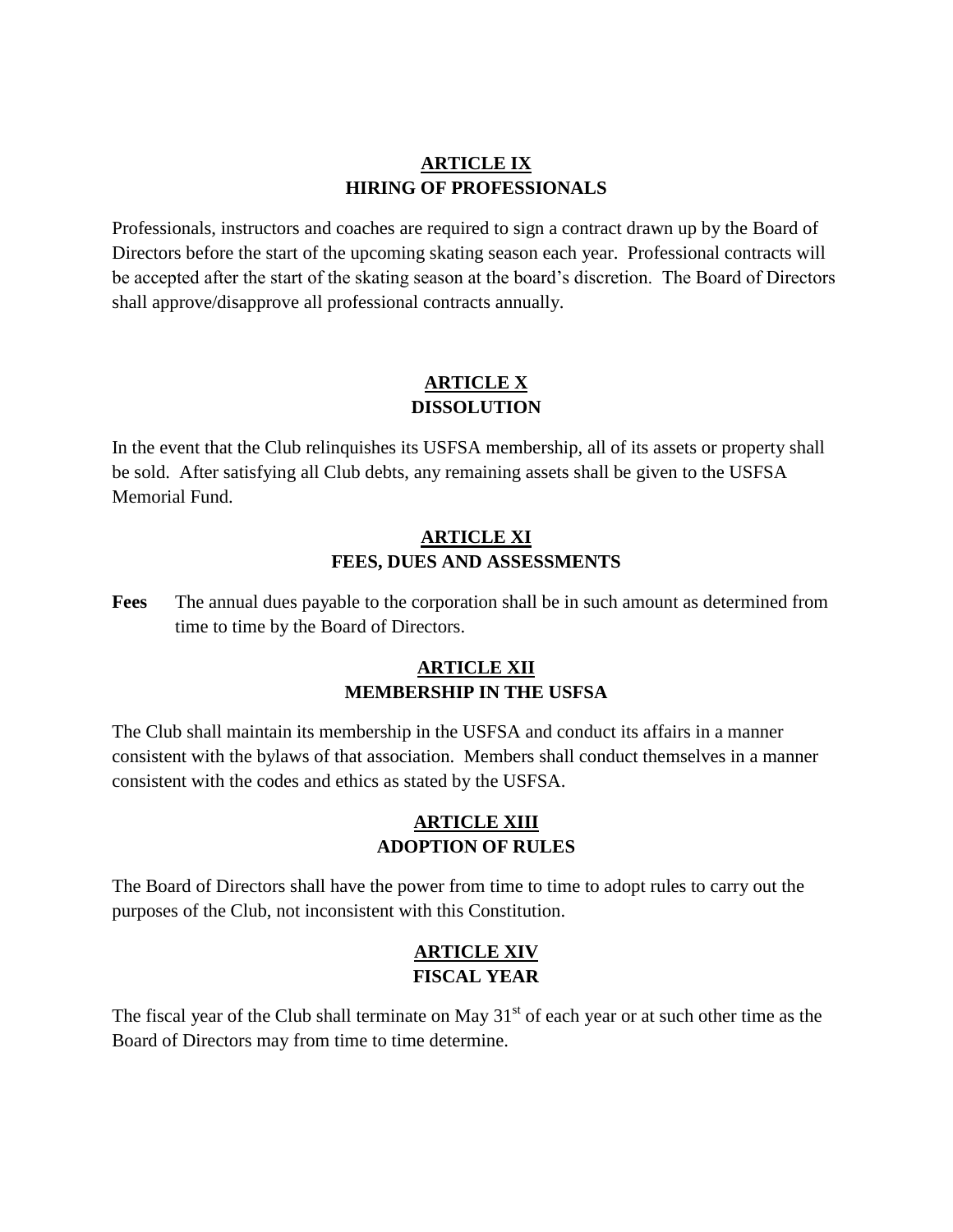## ARTICLE IX
## HIRING OF PROFESSIONALS

Professionals, instructors and coaches are required to sign a contract drawn up by the Board of Directors before the start of the upcoming skating season each year. Professional contracts will be accepted after the start of the skating season at the board's discretion. The Board of Directors shall approve/disapprove all professional contracts annually.

## ARTICLE X
## DISSOLUTION

In the event that the Club relinquishes its USFSA membership, all of its assets or property shall be sold. After satisfying all Club debts, any remaining assets shall be given to the USFSA Memorial Fund.

## ARTICLE XI
## FEES, DUES AND ASSESSMENTS

**Fees** The annual dues payable to the corporation shall be in such amount as determined from time to time by the Board of Directors.

## ARTICLE XII
## MEMBERSHIP IN THE USFSA

The Club shall maintain its membership in the USFSA and conduct its affairs in a manner consistent with the bylaws of that association. Members shall conduct themselves in a manner consistent with the codes and ethics as stated by the USFSA.

## ARTICLE XIII
## ADOPTION OF RULES

The Board of Directors shall have the power from time to time to adopt rules to carry out the purposes of the Club, not inconsistent with this Constitution.

## ARTICLE XIV
## FISCAL YEAR

The fiscal year of the Club shall terminate on May 31st of each year or at such other time as the Board of Directors may from time to time determine.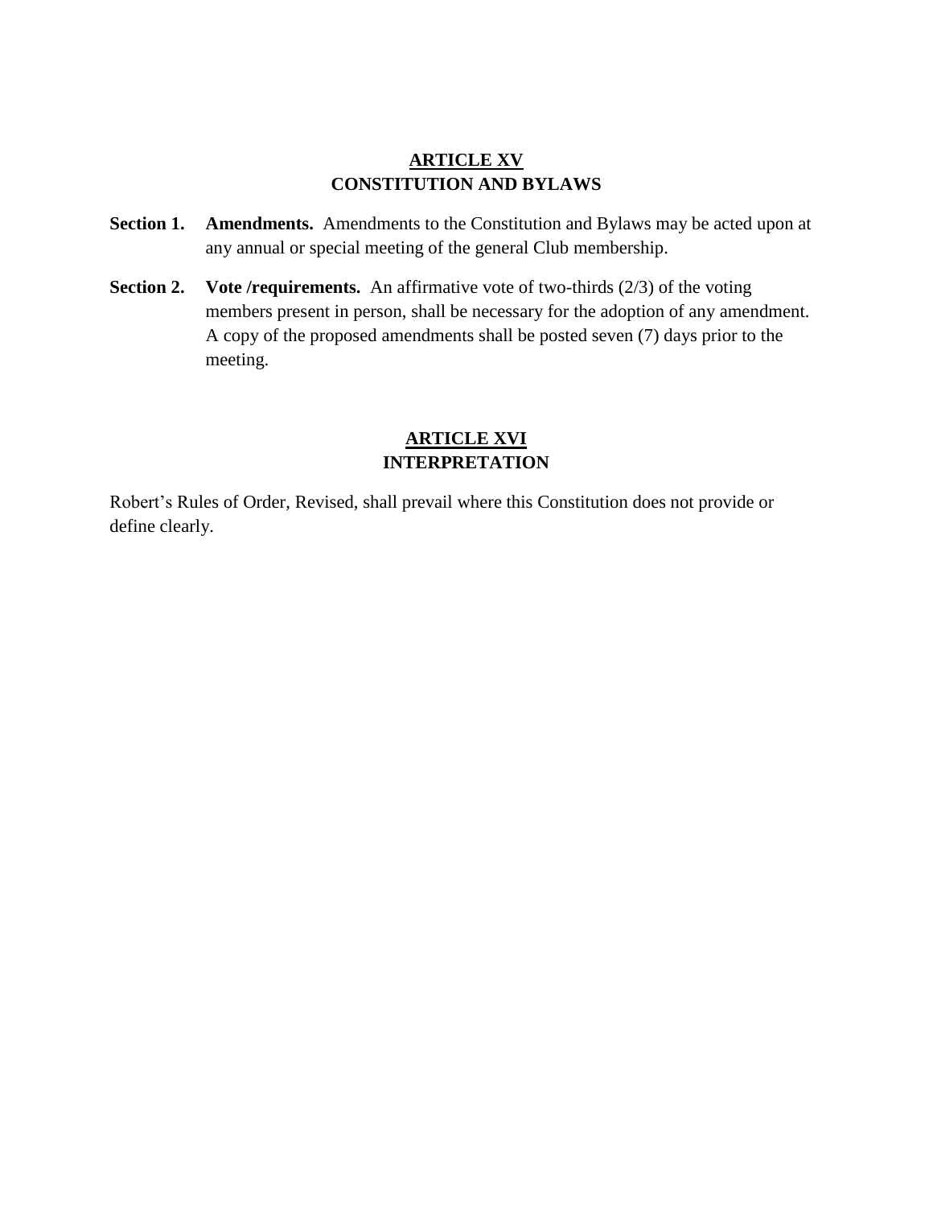## ARTICLE XV
## CONSTITUTION AND BYLAWS

**Section 1.** **Amendments.** Amendments to the Constitution and Bylaws may be acted upon at any annual or special meeting of the general Club membership.

**Section 2.** **Vote /requirements.** An affirmative vote of two-thirds (2/3) of the voting members present in person, shall be necessary for the adoption of any amendment. A copy of the proposed amendments shall be posted seven (7) days prior to the meeting.

## ARTICLE XVI
## INTERPRETATION

Robert's Rules of Order, Revised, shall prevail where this Constitution does not provide or define clearly.